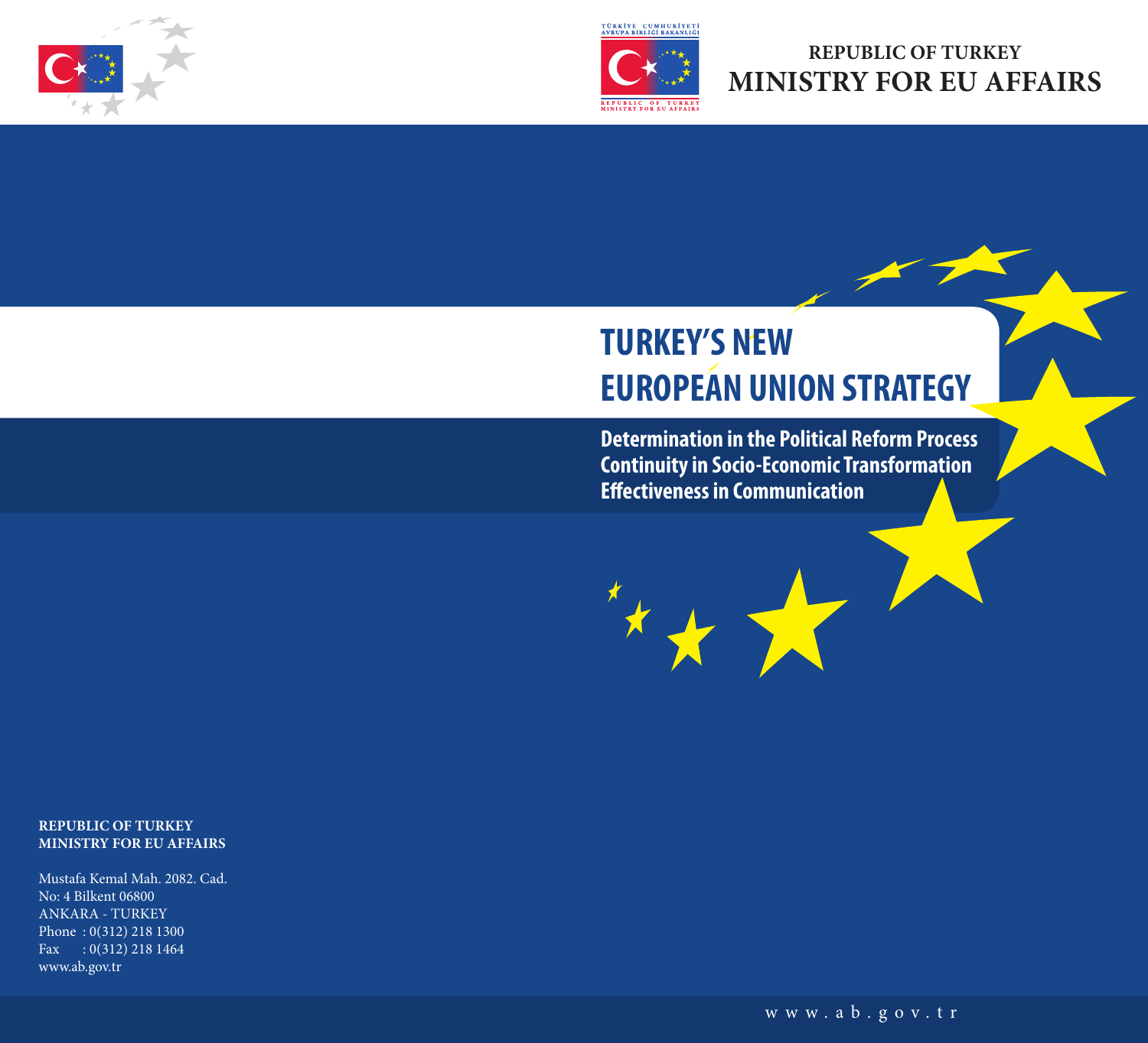TÜRKİYE CUMHURİYETİ
AVRUPA BİRLİĞİ BAKANLIĞI

REPUBLIC OF TURKEY
MINISTRY FOR EU AFFAIRS

**REPUBLIC OF TURKEY**
# MINISTRY FOR EU AFFAIRS

# TURKEY'S NEW EUROPEAN UNION STRATEGY

**Determination in the Political Reform Process**
**Continuity in Socio-Economic Transformation**
**Effectiveness in Communication**

**REPUBLIC OF TURKEY**
**MINISTRY FOR EU AFFAIRS**

Mustafa Kemal Mah. 2082. Cad.
No: 4 Bilkent 06800
ANKARA - TURKEY
Phone : 0(312) 218 1300
Fax : 0(312) 218 1464
www.ab.gov.tr

www.ab.gov.tr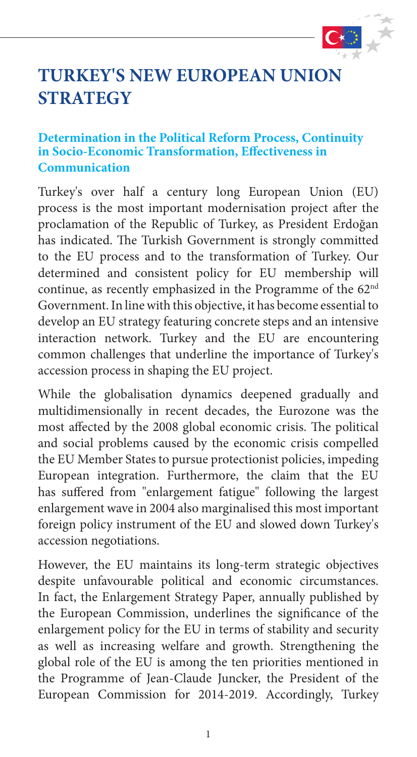# TURKEY'S NEW EUROPEAN UNION STRATEGY

### Determination in the Political Reform Process, Continuity in Socio-Economic Transformation, Effectiveness in Communication

Turkey's over half a century long European Union (EU) process is the most important modernisation project after the proclamation of the Republic of Turkey, as President Erdoğan has indicated. The Turkish Government is strongly committed to the EU process and to the transformation of Turkey. Our determined and consistent policy for EU membership will continue, as recently emphasized in the Programme of the 62nd Government. In line with this objective, it has become essential to develop an EU strategy featuring concrete steps and an intensive interaction network. Turkey and the EU are encountering common challenges that underline the importance of Turkey's accession process in shaping the EU project.

While the globalisation dynamics deepened gradually and multidimensionally in recent decades, the Eurozone was the most affected by the 2008 global economic crisis. The political and social problems caused by the economic crisis compelled the EU Member States to pursue protectionist policies, impeding European integration. Furthermore, the claim that the EU has suffered from "enlargement fatigue" following the largest enlargement wave in 2004 also marginalised this most important foreign policy instrument of the EU and slowed down Turkey's accession negotiations.

However, the EU maintains its long-term strategic objectives despite unfavourable political and economic circumstances. In fact, the Enlargement Strategy Paper, annually published by the European Commission, underlines the significance of the enlargement policy for the EU in terms of stability and security as well as increasing welfare and growth. Strengthening the global role of the EU is among the ten priorities mentioned in the Programme of Jean-Claude Juncker, the President of the European Commission for 2014-2019. Accordingly, Turkey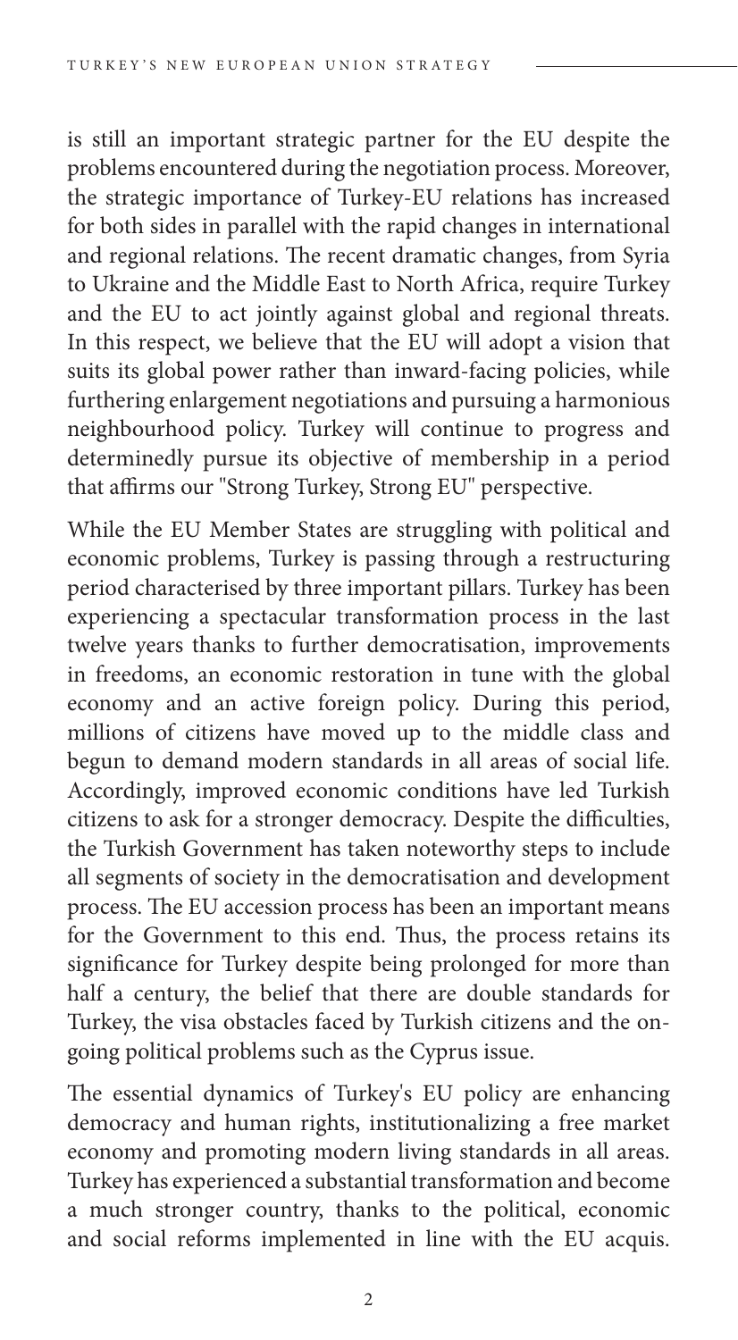is still an important strategic partner for the EU despite the problems encountered during the negotiation process. Moreover, the strategic importance of Turkey-EU relations has increased for both sides in parallel with the rapid changes in international and regional relations. The recent dramatic changes, from Syria to Ukraine and the Middle East to North Africa, require Turkey and the EU to act jointly against global and regional threats. In this respect, we believe that the EU will adopt a vision that suits its global power rather than inward-facing policies, while furthering enlargement negotiations and pursuing a harmonious neighbourhood policy. Turkey will continue to progress and determinedly pursue its objective of membership in a period that affirms our "Strong Turkey, Strong EU" perspective.

While the EU Member States are struggling with political and economic problems, Turkey is passing through a restructuring period characterised by three important pillars. Turkey has been experiencing a spectacular transformation process in the last twelve years thanks to further democratisation, improvements in freedoms, an economic restoration in tune with the global economy and an active foreign policy. During this period, millions of citizens have moved up to the middle class and begun to demand modern standards in all areas of social life. Accordingly, improved economic conditions have led Turkish citizens to ask for a stronger democracy. Despite the difficulties, the Turkish Government has taken noteworthy steps to include all segments of society in the democratisation and development process. The EU accession process has been an important means for the Government to this end. Thus, the process retains its significance for Turkey despite being prolonged for more than half a century, the belief that there are double standards for Turkey, the visa obstacles faced by Turkish citizens and the on-going political problems such as the Cyprus issue.

The essential dynamics of Turkey's EU policy are enhancing democracy and human rights, institutionalizing a free market economy and promoting modern living standards in all areas. Turkey has experienced a substantial transformation and become a much stronger country, thanks to the political, economic and social reforms implemented in line with the EU acquis.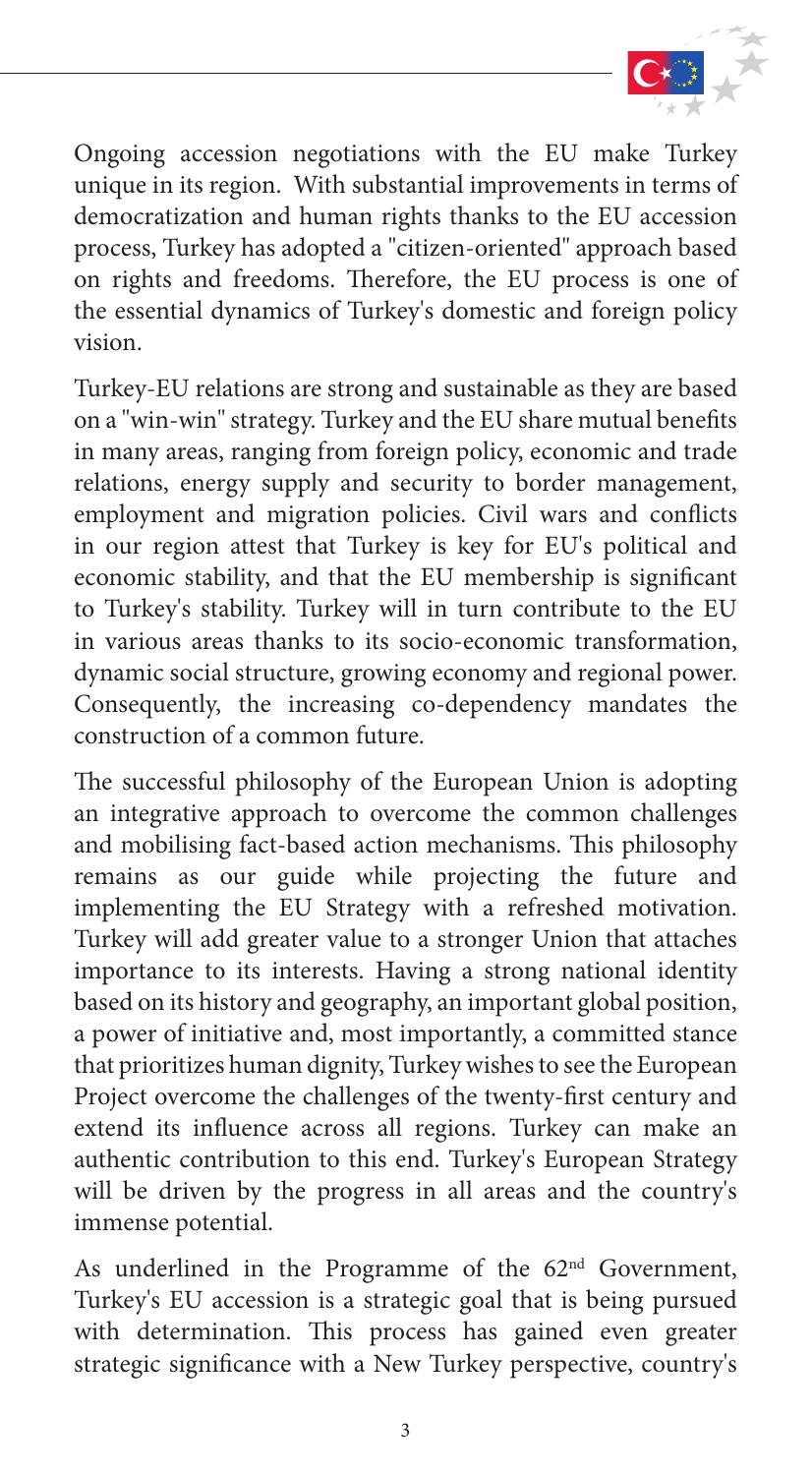Ongoing accession negotiations with the EU make Turkey unique in its region. With substantial improvements in terms of democratization and human rights thanks to the EU accession process, Turkey has adopted a "citizen-oriented" approach based on rights and freedoms. Therefore, the EU process is one of the essential dynamics of Turkey's domestic and foreign policy vision.

Turkey-EU relations are strong and sustainable as they are based on a "win-win" strategy. Turkey and the EU share mutual benefits in many areas, ranging from foreign policy, economic and trade relations, energy supply and security to border management, employment and migration policies. Civil wars and conflicts in our region attest that Turkey is key for EU's political and economic stability, and that the EU membership is significant to Turkey's stability. Turkey will in turn contribute to the EU in various areas thanks to its socio-economic transformation, dynamic social structure, growing economy and regional power. Consequently, the increasing co-dependency mandates the construction of a common future.

The successful philosophy of the European Union is adopting an integrative approach to overcome the common challenges and mobilising fact-based action mechanisms. This philosophy remains as our guide while projecting the future and implementing the EU Strategy with a refreshed motivation. Turkey will add greater value to a stronger Union that attaches importance to its interests. Having a strong national identity based on its history and geography, an important global position, a power of initiative and, most importantly, a committed stance that prioritizes human dignity, Turkey wishes to see the European Project overcome the challenges of the twenty-first century and extend its influence across all regions. Turkey can make an authentic contribution to this end. Turkey's European Strategy will be driven by the progress in all areas and the country's immense potential.

As underlined in the Programme of the 62nd Government, Turkey's EU accession is a strategic goal that is being pursued with determination. This process has gained even greater strategic significance with a New Turkey perspective, country's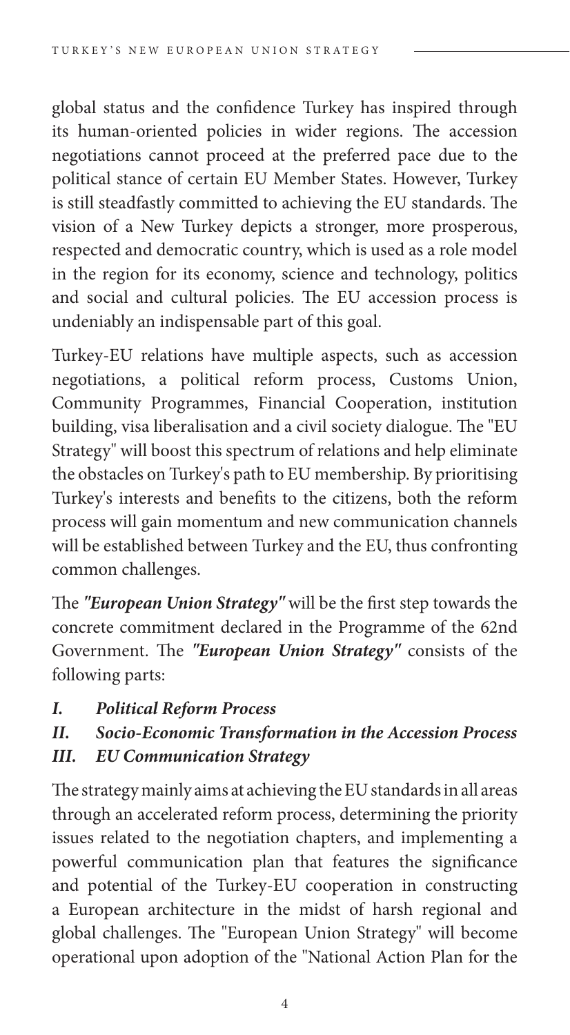global status and the confidence Turkey has inspired through its human-oriented policies in wider regions. The accession negotiations cannot proceed at the preferred pace due to the political stance of certain EU Member States. However, Turkey is still steadfastly committed to achieving the EU standards. The vision of a New Turkey depicts a stronger, more prosperous, respected and democratic country, which is used as a role model in the region for its economy, science and technology, politics and social and cultural policies. The EU accession process is undeniably an indispensable part of this goal.

Turkey-EU relations have multiple aspects, such as accession negotiations, a political reform process, Customs Union, Community Programmes, Financial Cooperation, institution building, visa liberalisation and a civil society dialogue. The "EU Strategy" will boost this spectrum of relations and help eliminate the obstacles on Turkey's path to EU membership. By prioritising Turkey's interests and benefits to the citizens, both the reform process will gain momentum and new communication channels will be established between Turkey and the EU, thus confronting common challenges.

The ***"European Union Strategy"*** will be the first step towards the concrete commitment declared in the Programme of the 62nd Government. The ***"European Union Strategy"*** consists of the following parts:

***I. Political Reform Process***

***II. Socio-Economic Transformation in the Accession Process***

***III. EU Communication Strategy***

The strategy mainly aims at achieving the EU standards in all areas through an accelerated reform process, determining the priority issues related to the negotiation chapters, and implementing a powerful communication plan that features the significance and potential of the Turkey-EU cooperation in constructing a European architecture in the midst of harsh regional and global challenges. The "European Union Strategy" will become operational upon adoption of the "National Action Plan for the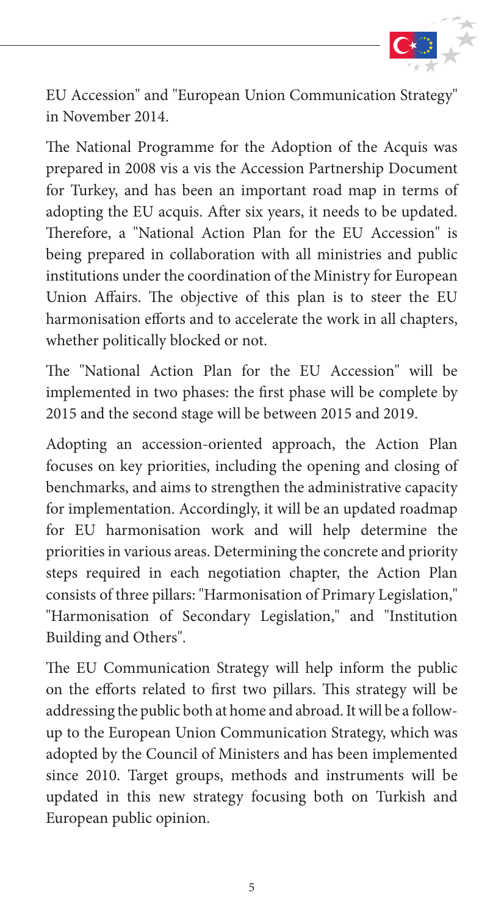EU Accession" and "European Union Communication Strategy" in November 2014.

The National Programme for the Adoption of the Acquis was prepared in 2008 vis a vis the Accession Partnership Document for Turkey, and has been an important road map in terms of adopting the EU acquis. After six years, it needs to be updated. Therefore, a "National Action Plan for the EU Accession" is being prepared in collaboration with all ministries and public institutions under the coordination of the Ministry for European Union Affairs. The objective of this plan is to steer the EU harmonisation efforts and to accelerate the work in all chapters, whether politically blocked or not.

The "National Action Plan for the EU Accession" will be implemented in two phases: the first phase will be complete by 2015 and the second stage will be between 2015 and 2019.

Adopting an accession-oriented approach, the Action Plan focuses on key priorities, including the opening and closing of benchmarks, and aims to strengthen the administrative capacity for implementation. Accordingly, it will be an updated roadmap for EU harmonisation work and will help determine the priorities in various areas. Determining the concrete and priority steps required in each negotiation chapter, the Action Plan consists of three pillars: "Harmonisation of Primary Legislation," "Harmonisation of Secondary Legislation," and "Institution Building and Others".

The EU Communication Strategy will help inform the public on the efforts related to first two pillars. This strategy will be addressing the public both at home and abroad. It will be a follow-up to the European Union Communication Strategy, which was adopted by the Council of Ministers and has been implemented since 2010. Target groups, methods and instruments will be updated in this new strategy focusing both on Turkish and European public opinion.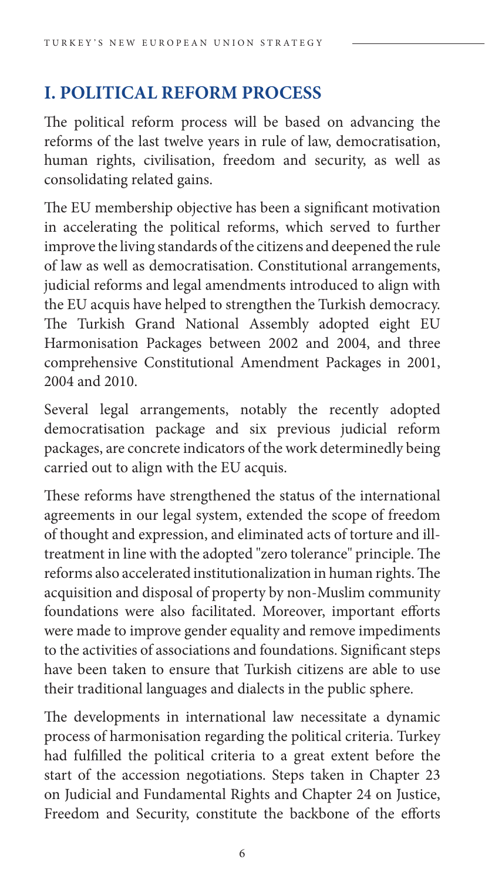## I. POLITICAL REFORM PROCESS

The political reform process will be based on advancing the reforms of the last twelve years in rule of law, democratisation, human rights, civilisation, freedom and security, as well as consolidating related gains.

The EU membership objective has been a significant motivation in accelerating the political reforms, which served to further improve the living standards of the citizens and deepened the rule of law as well as democratisation. Constitutional arrangements, judicial reforms and legal amendments introduced to align with the EU acquis have helped to strengthen the Turkish democracy. The Turkish Grand National Assembly adopted eight EU Harmonisation Packages between 2002 and 2004, and three comprehensive Constitutional Amendment Packages in 2001, 2004 and 2010.

Several legal arrangements, notably the recently adopted democratisation package and six previous judicial reform packages, are concrete indicators of the work determinedly being carried out to align with the EU acquis.

These reforms have strengthened the status of the international agreements in our legal system, extended the scope of freedom of thought and expression, and eliminated acts of torture and ill-treatment in line with the adopted "zero tolerance" principle. The reforms also accelerated institutionalization in human rights. The acquisition and disposal of property by non-Muslim community foundations were also facilitated. Moreover, important efforts were made to improve gender equality and remove impediments to the activities of associations and foundations. Significant steps have been taken to ensure that Turkish citizens are able to use their traditional languages and dialects in the public sphere.

The developments in international law necessitate a dynamic process of harmonisation regarding the political criteria. Turkey had fulfilled the political criteria to a great extent before the start of the accession negotiations. Steps taken in Chapter 23 on Judicial and Fundamental Rights and Chapter 24 on Justice, Freedom and Security, constitute the backbone of the efforts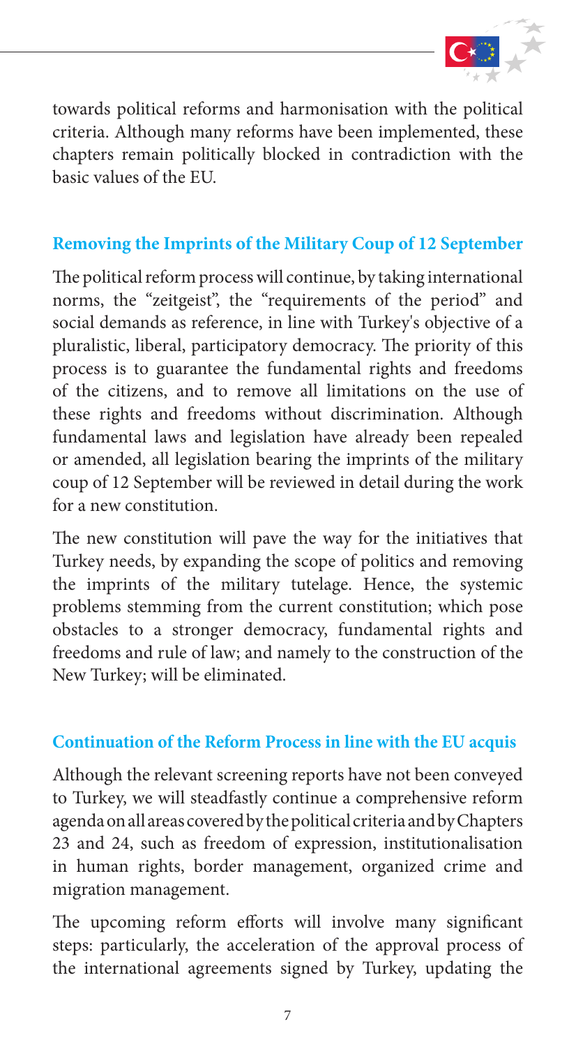towards political reforms and harmonisation with the political criteria. Although many reforms have been implemented, these chapters remain politically blocked in contradiction with the basic values of the EU.

## Removing the Imprints of the Military Coup of 12 September

The political reform process will continue, by taking international norms, the "zeitgeist", the "requirements of the period" and social demands as reference, in line with Turkey's objective of a pluralistic, liberal, participatory democracy. The priority of this process is to guarantee the fundamental rights and freedoms of the citizens, and to remove all limitations on the use of these rights and freedoms without discrimination. Although fundamental laws and legislation have already been repealed or amended, all legislation bearing the imprints of the military coup of 12 September will be reviewed in detail during the work for a new constitution.

The new constitution will pave the way for the initiatives that Turkey needs, by expanding the scope of politics and removing the imprints of the military tutelage. Hence, the systemic problems stemming from the current constitution; which pose obstacles to a stronger democracy, fundamental rights and freedoms and rule of law; and namely to the construction of the New Turkey; will be eliminated.

## Continuation of the Reform Process in line with the EU acquis

Although the relevant screening reports have not been conveyed to Turkey, we will steadfastly continue a comprehensive reform agenda on all areas covered by the political criteria and by Chapters 23 and 24, such as freedom of expression, institutionalisation in human rights, border management, organized crime and migration management.

The upcoming reform efforts will involve many significant steps: particularly, the acceleration of the approval process of the international agreements signed by Turkey, updating the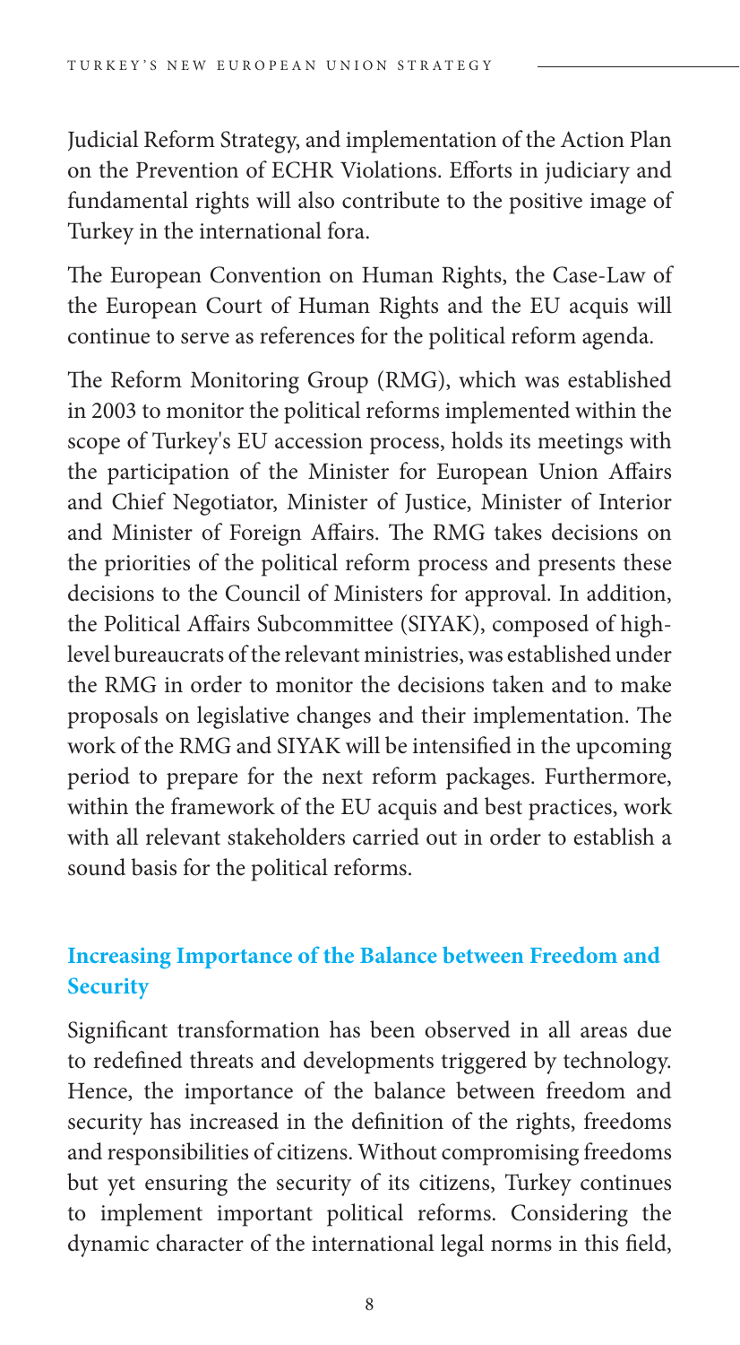Judicial Reform Strategy, and implementation of the Action Plan on the Prevention of ECHR Violations. Efforts in judiciary and fundamental rights will also contribute to the positive image of Turkey in the international fora.

The European Convention on Human Rights, the Case-Law of the European Court of Human Rights and the EU acquis will continue to serve as references for the political reform agenda.

The Reform Monitoring Group (RMG), which was established in 2003 to monitor the political reforms implemented within the scope of Turkey's EU accession process, holds its meetings with the participation of the Minister for European Union Affairs and Chief Negotiator, Minister of Justice, Minister of Interior and Minister of Foreign Affairs. The RMG takes decisions on the priorities of the political reform process and presents these decisions to the Council of Ministers for approval. In addition, the Political Affairs Subcommittee (SIYAK), composed of high-level bureaucrats of the relevant ministries, was established under the RMG in order to monitor the decisions taken and to make proposals on legislative changes and their implementation. The work of the RMG and SIYAK will be intensified in the upcoming period to prepare for the next reform packages. Furthermore, within the framework of the EU acquis and best practices, work with all relevant stakeholders carried out in order to establish a sound basis for the political reforms.

## Increasing Importance of the Balance between Freedom and Security

Significant transformation has been observed in all areas due to redefined threats and developments triggered by technology. Hence, the importance of the balance between freedom and security has increased in the definition of the rights, freedoms and responsibilities of citizens. Without compromising freedoms but yet ensuring the security of its citizens, Turkey continues to implement important political reforms. Considering the dynamic character of the international legal norms in this field,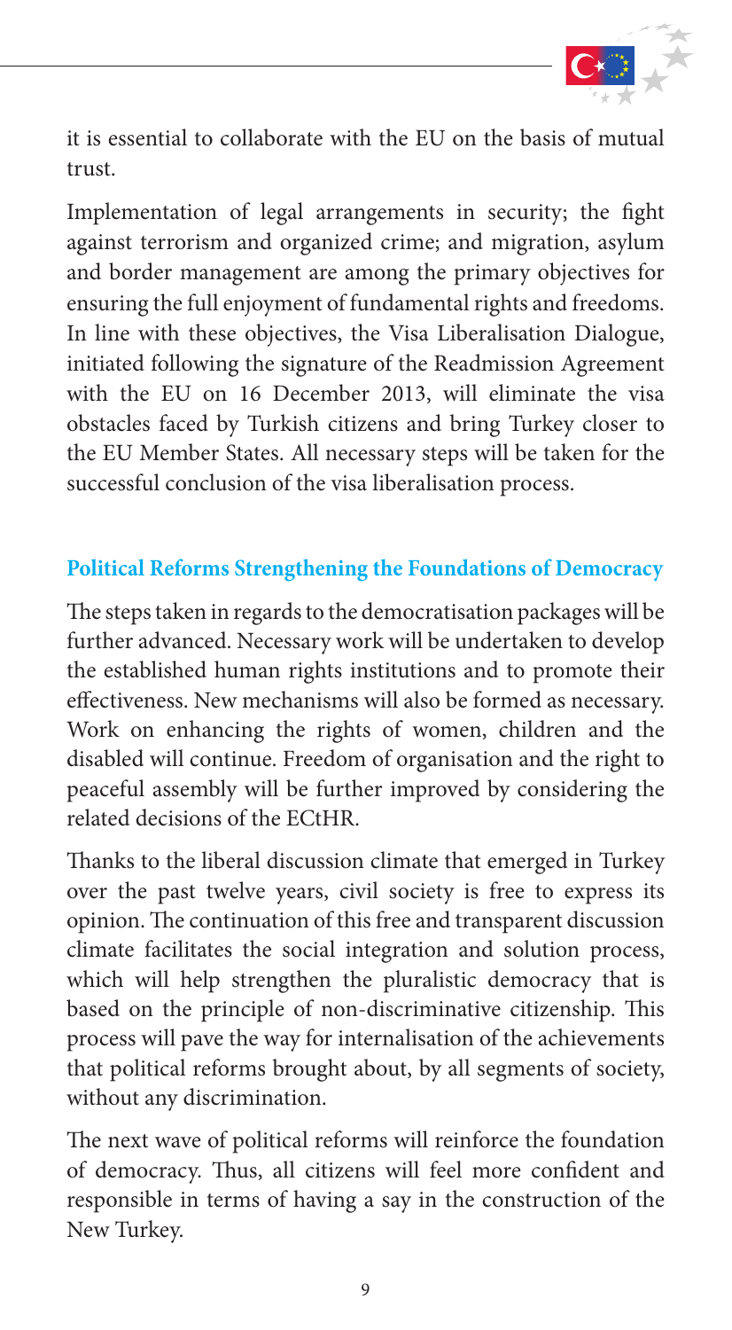it is essential to collaborate with the EU on the basis of mutual trust.

Implementation of legal arrangements in security; the fight against terrorism and organized crime; and migration, asylum and border management are among the primary objectives for ensuring the full enjoyment of fundamental rights and freedoms. In line with these objectives, the Visa Liberalisation Dialogue, initiated following the signature of the Readmission Agreement with the EU on 16 December 2013, will eliminate the visa obstacles faced by Turkish citizens and bring Turkey closer to the EU Member States. All necessary steps will be taken for the successful conclusion of the visa liberalisation process.

## Political Reforms Strengthening the Foundations of Democracy

The steps taken in regards to the democratisation packages will be further advanced. Necessary work will be undertaken to develop the established human rights institutions and to promote their effectiveness. New mechanisms will also be formed as necessary. Work on enhancing the rights of women, children and the disabled will continue. Freedom of organisation and the right to peaceful assembly will be further improved by considering the related decisions of the ECtHR.

Thanks to the liberal discussion climate that emerged in Turkey over the past twelve years, civil society is free to express its opinion. The continuation of this free and transparent discussion climate facilitates the social integration and solution process, which will help strengthen the pluralistic democracy that is based on the principle of non-discriminative citizenship. This process will pave the way for internalisation of the achievements that political reforms brought about, by all segments of society, without any discrimination.

The next wave of political reforms will reinforce the foundation of democracy. Thus, all citizens will feel more confident and responsible in terms of having a say in the construction of the New Turkey.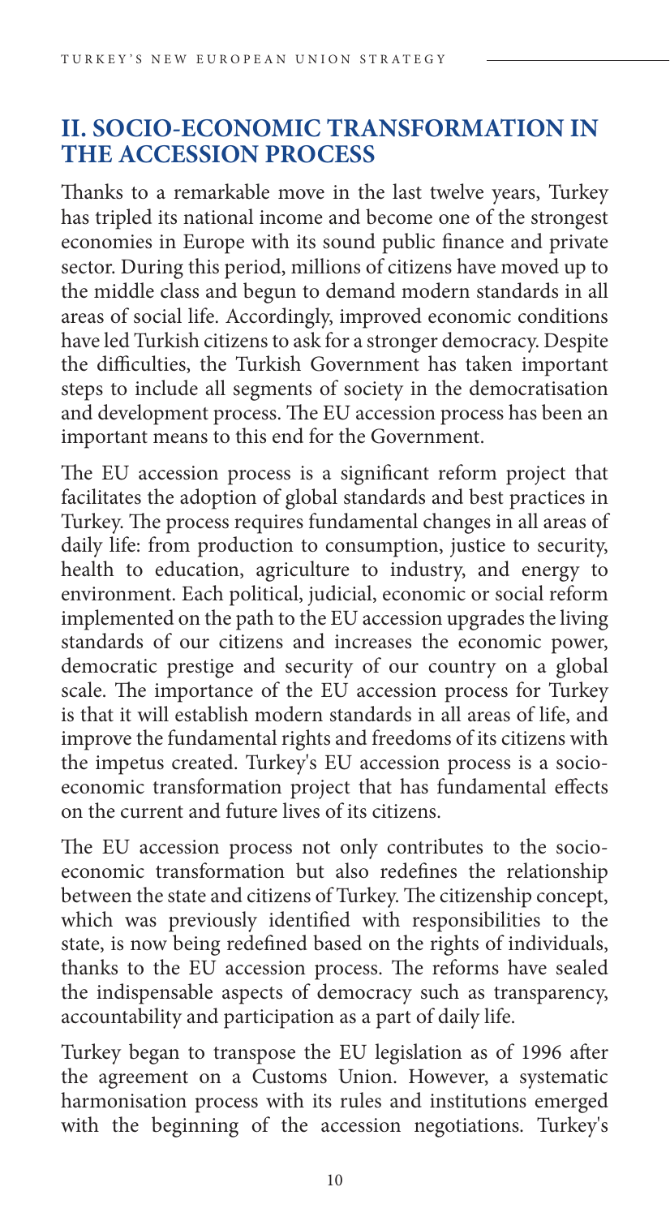## II. SOCIO-ECONOMIC TRANSFORMATION IN THE ACCESSION PROCESS

Thanks to a remarkable move in the last twelve years, Turkey has tripled its national income and become one of the strongest economies in Europe with its sound public finance and private sector. During this period, millions of citizens have moved up to the middle class and begun to demand modern standards in all areas of social life. Accordingly, improved economic conditions have led Turkish citizens to ask for a stronger democracy. Despite the difficulties, the Turkish Government has taken important steps to include all segments of society in the democratisation and development process. The EU accession process has been an important means to this end for the Government.

The EU accession process is a significant reform project that facilitates the adoption of global standards and best practices in Turkey. The process requires fundamental changes in all areas of daily life: from production to consumption, justice to security, health to education, agriculture to industry, and energy to environment. Each political, judicial, economic or social reform implemented on the path to the EU accession upgrades the living standards of our citizens and increases the economic power, democratic prestige and security of our country on a global scale. The importance of the EU accession process for Turkey is that it will establish modern standards in all areas of life, and improve the fundamental rights and freedoms of its citizens with the impetus created. Turkey's EU accession process is a socio-economic transformation project that has fundamental effects on the current and future lives of its citizens.

The EU accession process not only contributes to the socio-economic transformation but also redefines the relationship between the state and citizens of Turkey. The citizenship concept, which was previously identified with responsibilities to the state, is now being redefined based on the rights of individuals, thanks to the EU accession process. The reforms have sealed the indispensable aspects of democracy such as transparency, accountability and participation as a part of daily life.

Turkey began to transpose the EU legislation as of 1996 after the agreement on a Customs Union. However, a systematic harmonisation process with its rules and institutions emerged with the beginning of the accession negotiations. Turkey's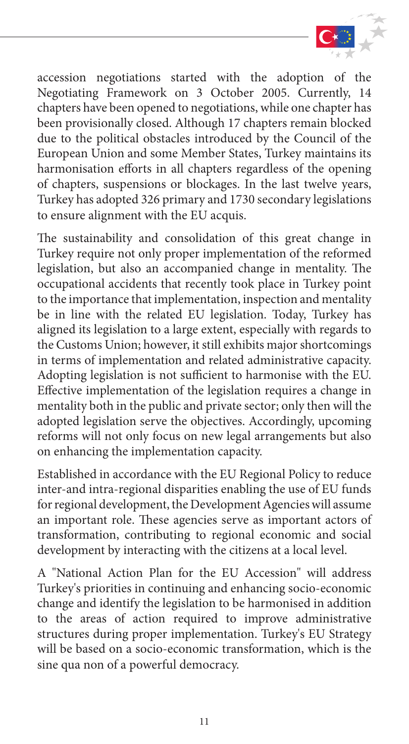accession negotiations started with the adoption of the Negotiating Framework on 3 October 2005. Currently, 14 chapters have been opened to negotiations, while one chapter has been provisionally closed. Although 17 chapters remain blocked due to the political obstacles introduced by the Council of the European Union and some Member States, Turkey maintains its harmonisation efforts in all chapters regardless of the opening of chapters, suspensions or blockages. In the last twelve years, Turkey has adopted 326 primary and 1730 secondary legislations to ensure alignment with the EU acquis.

The sustainability and consolidation of this great change in Turkey require not only proper implementation of the reformed legislation, but also an accompanied change in mentality. The occupational accidents that recently took place in Turkey point to the importance that implementation, inspection and mentality be in line with the related EU legislation. Today, Turkey has aligned its legislation to a large extent, especially with regards to the Customs Union; however, it still exhibits major shortcomings in terms of implementation and related administrative capacity. Adopting legislation is not sufficient to harmonise with the EU. Effective implementation of the legislation requires a change in mentality both in the public and private sector; only then will the adopted legislation serve the objectives. Accordingly, upcoming reforms will not only focus on new legal arrangements but also on enhancing the implementation capacity.

Established in accordance with the EU Regional Policy to reduce inter-and intra-regional disparities enabling the use of EU funds for regional development, the Development Agencies will assume an important role. These agencies serve as important actors of transformation, contributing to regional economic and social development by interacting with the citizens at a local level.

A "National Action Plan for the EU Accession" will address Turkey's priorities in continuing and enhancing socio-economic change and identify the legislation to be harmonised in addition to the areas of action required to improve administrative structures during proper implementation. Turkey's EU Strategy will be based on a socio-economic transformation, which is the sine qua non of a powerful democracy.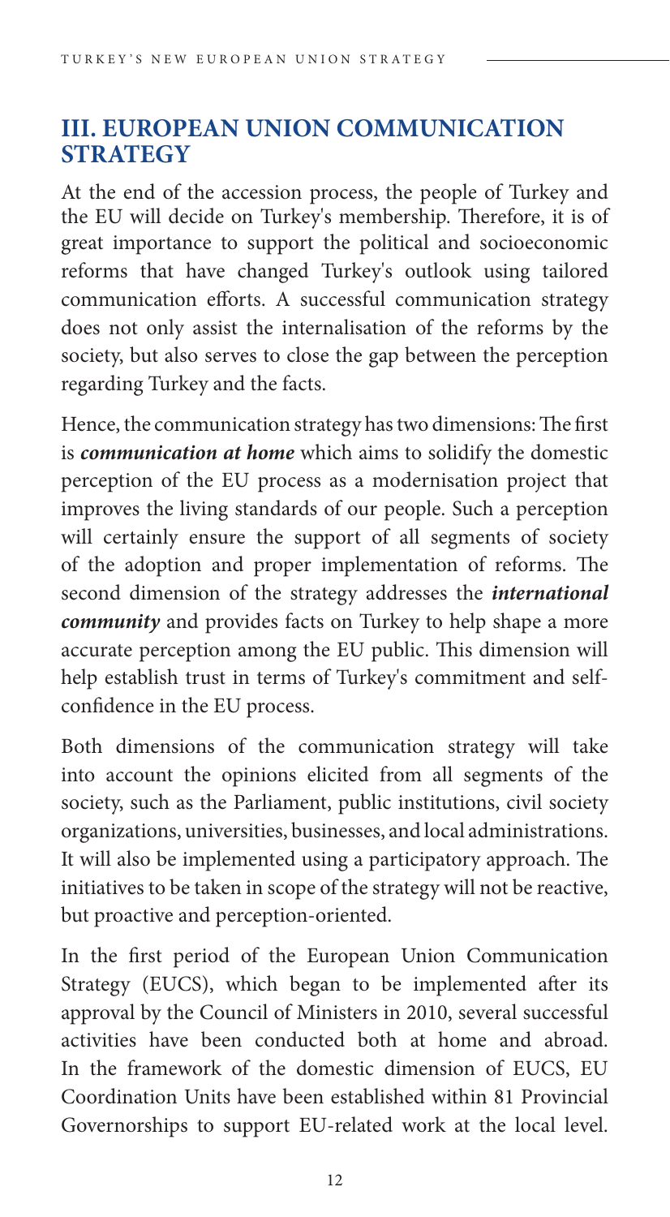## III. EUROPEAN UNION COMMUNICATION STRATEGY

At the end of the accession process, the people of Turkey and the EU will decide on Turkey's membership. Therefore, it is of great importance to support the political and socioeconomic reforms that have changed Turkey's outlook using tailored communication efforts. A successful communication strategy does not only assist the internalisation of the reforms by the society, but also serves to close the gap between the perception regarding Turkey and the facts.

Hence, the communication strategy has two dimensions: The first is ***communication at home*** which aims to solidify the domestic perception of the EU process as a modernisation project that improves the living standards of our people. Such a perception will certainly ensure the support of all segments of society of the adoption and proper implementation of reforms. The second dimension of the strategy addresses the ***international community*** and provides facts on Turkey to help shape a more accurate perception among the EU public. This dimension will help establish trust in terms of Turkey's commitment and self-confidence in the EU process.

Both dimensions of the communication strategy will take into account the opinions elicited from all segments of the society, such as the Parliament, public institutions, civil society organizations, universities, businesses, and local administrations. It will also be implemented using a participatory approach. The initiatives to be taken in scope of the strategy will not be reactive, but proactive and perception-oriented.

In the first period of the European Union Communication Strategy (EUCS), which began to be implemented after its approval by the Council of Ministers in 2010, several successful activities have been conducted both at home and abroad. In the framework of the domestic dimension of EUCS, EU Coordination Units have been established within 81 Provincial Governorships to support EU-related work at the local level.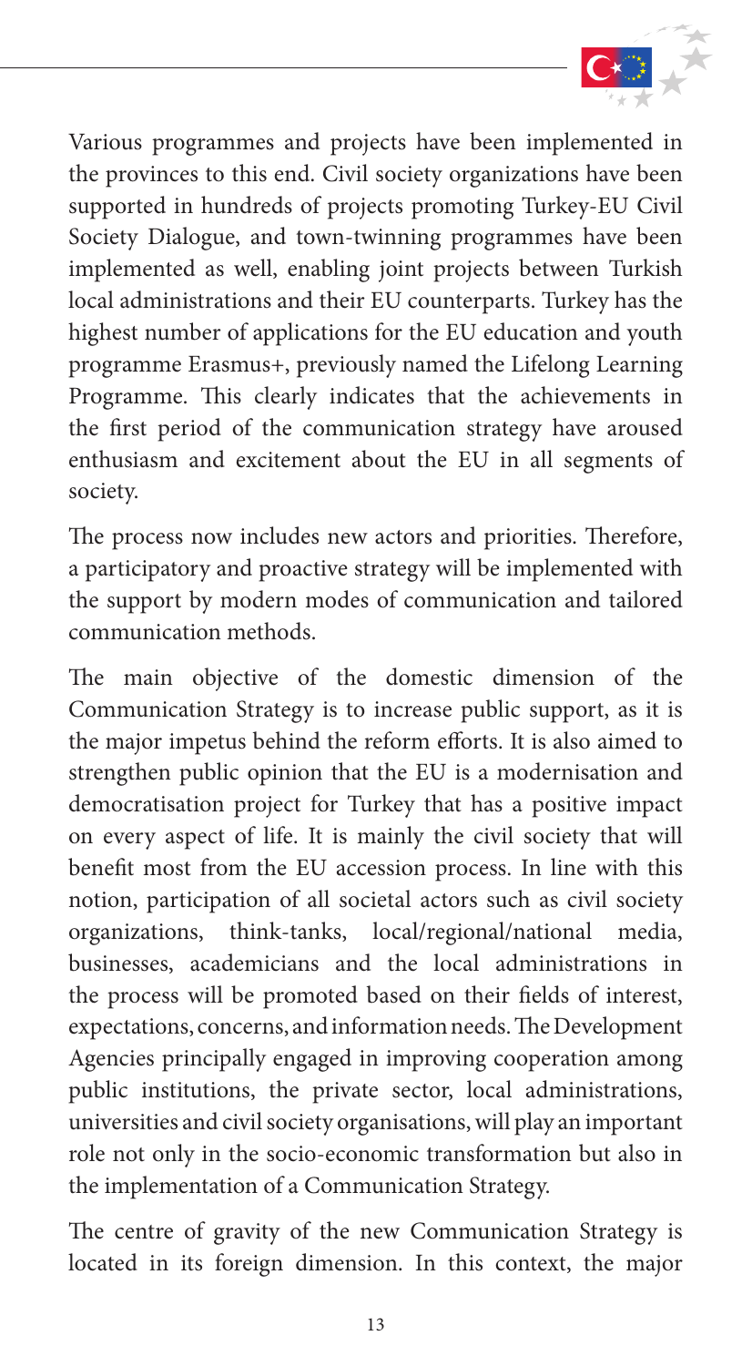Various programmes and projects have been implemented in the provinces to this end. Civil society organizations have been supported in hundreds of projects promoting Turkey-EU Civil Society Dialogue, and town-twinning programmes have been implemented as well, enabling joint projects between Turkish local administrations and their EU counterparts. Turkey has the highest number of applications for the EU education and youth programme Erasmus+, previously named the Lifelong Learning Programme. This clearly indicates that the achievements in the first period of the communication strategy have aroused enthusiasm and excitement about the EU in all segments of society.

The process now includes new actors and priorities. Therefore, a participatory and proactive strategy will be implemented with the support by modern modes of communication and tailored communication methods.

The main objective of the domestic dimension of the Communication Strategy is to increase public support, as it is the major impetus behind the reform efforts. It is also aimed to strengthen public opinion that the EU is a modernisation and democratisation project for Turkey that has a positive impact on every aspect of life. It is mainly the civil society that will benefit most from the EU accession process. In line with this notion, participation of all societal actors such as civil society organizations, think-tanks, local/regional/national media, businesses, academicians and the local administrations in the process will be promoted based on their fields of interest, expectations, concerns, and information needs. The Development Agencies principally engaged in improving cooperation among public institutions, the private sector, local administrations, universities and civil society organisations, will play an important role not only in the socio-economic transformation but also in the implementation of a Communication Strategy.

The centre of gravity of the new Communication Strategy is located in its foreign dimension. In this context, the major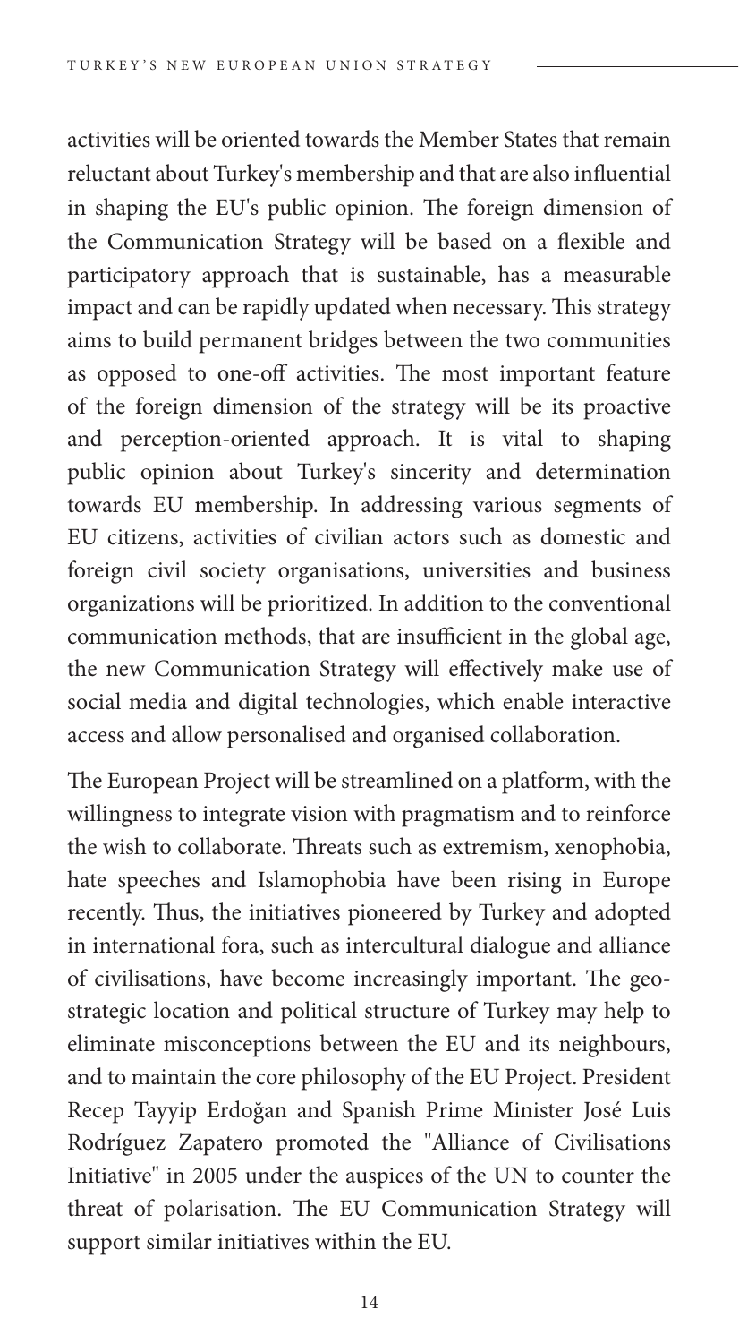activities will be oriented towards the Member States that remain reluctant about Turkey's membership and that are also influential in shaping the EU's public opinion. The foreign dimension of the Communication Strategy will be based on a flexible and participatory approach that is sustainable, has a measurable impact and can be rapidly updated when necessary. This strategy aims to build permanent bridges between the two communities as opposed to one-off activities. The most important feature of the foreign dimension of the strategy will be its proactive and perception-oriented approach. It is vital to shaping public opinion about Turkey's sincerity and determination towards EU membership. In addressing various segments of EU citizens, activities of civilian actors such as domestic and foreign civil society organisations, universities and business organizations will be prioritized. In addition to the conventional communication methods, that are insufficient in the global age, the new Communication Strategy will effectively make use of social media and digital technologies, which enable interactive access and allow personalised and organised collaboration.

The European Project will be streamlined on a platform, with the willingness to integrate vision with pragmatism and to reinforce the wish to collaborate. Threats such as extremism, xenophobia, hate speeches and Islamophobia have been rising in Europe recently. Thus, the initiatives pioneered by Turkey and adopted in international fora, such as intercultural dialogue and alliance of civilisations, have become increasingly important. The geo-strategic location and political structure of Turkey may help to eliminate misconceptions between the EU and its neighbours, and to maintain the core philosophy of the EU Project. President Recep Tayyip Erdoğan and Spanish Prime Minister José Luis Rodríguez Zapatero promoted the "Alliance of Civilisations Initiative" in 2005 under the auspices of the UN to counter the threat of polarisation. The EU Communication Strategy will support similar initiatives within the EU.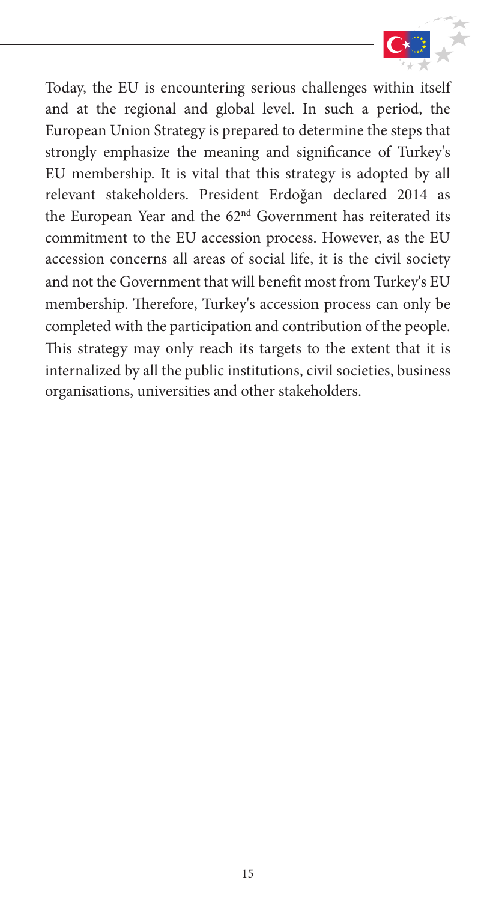Today, the EU is encountering serious challenges within itself and at the regional and global level. In such a period, the European Union Strategy is prepared to determine the steps that strongly emphasize the meaning and significance of Turkey's EU membership. It is vital that this strategy is adopted by all relevant stakeholders. President Erdoğan declared 2014 as the European Year and the 62nd Government has reiterated its commitment to the EU accession process. However, as the EU accession concerns all areas of social life, it is the civil society and not the Government that will benefit most from Turkey's EU membership. Therefore, Turkey's accession process can only be completed with the participation and contribution of the people. This strategy may only reach its targets to the extent that it is internalized by all the public institutions, civil societies, business organisations, universities and other stakeholders.